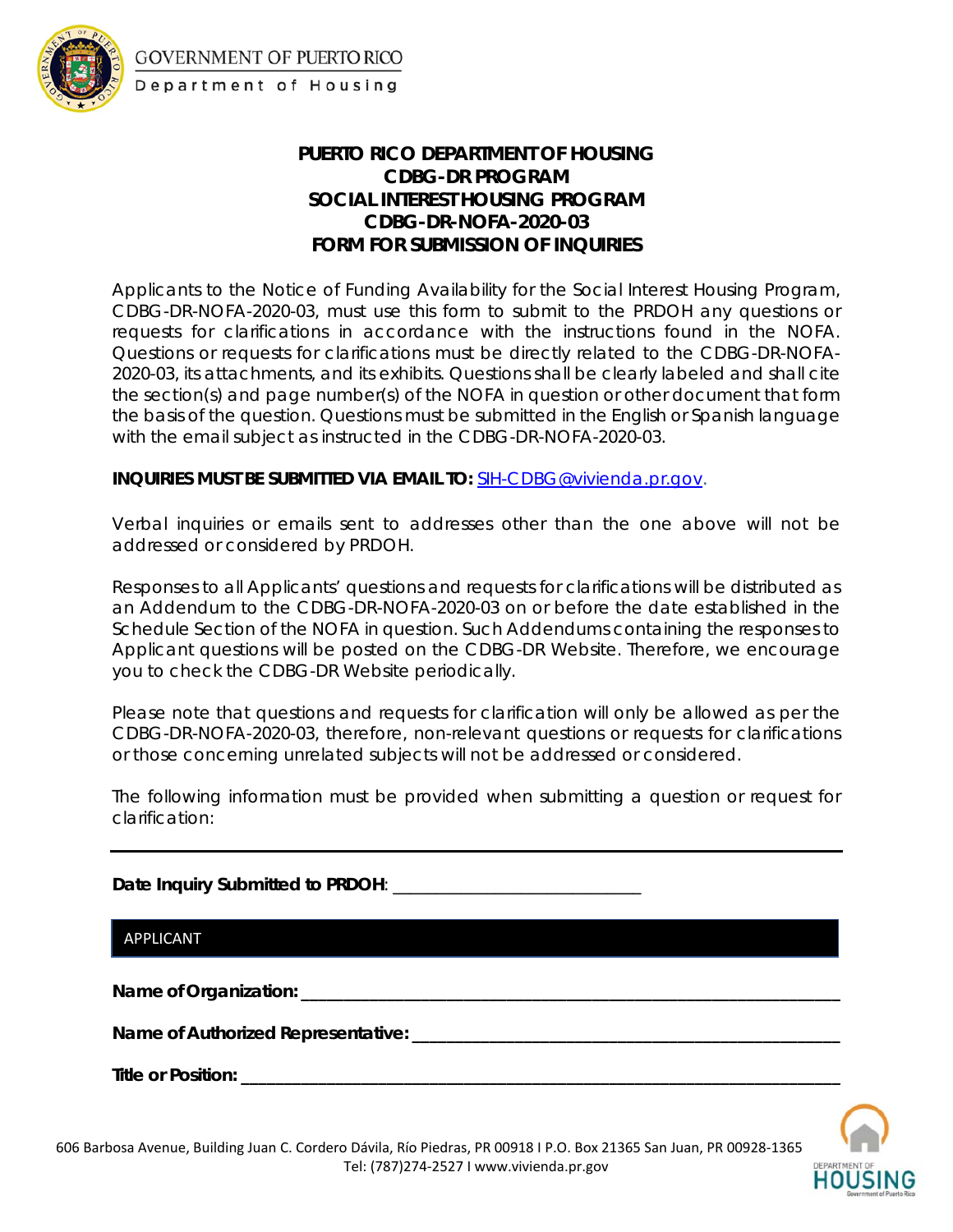# PUERTO RICO DEPARTMENT OF HOUSING
## CDBG-DR PROGRAM
## SOCIAL INTEREST HOUSING PROGRAM
## CDBG-DR-NOFA-2020-03
## FORM FOR SUBMISSION OF INQUIRIES

Applicants to the Notice of Funding Availability for the Social Interest Housing Program, CDBG-DR-NOFA-2020-03, must use this form to submit to the PRDOH any questions or requests for clarifications in accordance with the instructions found in the NOFA. Questions or requests for clarifications must be directly related to the CDBG-DR-NOFA-2020-03, its attachments, and its exhibits. Questions shall be clearly labeled and shall cite the section(s) and page number(s) of the NOFA in question or other document that form the basis of the question. Questions must be submitted in the English or Spanish language with the email subject as instructed in the CDBG-DR-NOFA-2020-03.

**INQUIRIES MUST BE SUBMITTED VIA EMAIL TO:** SIH-CDBG@vivienda.pr.gov.

Verbal inquiries or emails sent to addresses other than the one above will not be addressed or considered by PRDOH.

Responses to all Applicants' questions and requests for clarifications will be distributed as an Addendum to the CDBG-DR-NOFA-2020-03 on or before the date established in the Schedule Section of the NOFA in question. Such Addendums containing the responses to Applicant questions will be posted on the CDBG-DR Website. Therefore, we encourage you to check the CDBG-DR Website periodically.

Please note that questions and requests for clarification will only be allowed as per the CDBG-DR-NOFA-2020-03, therefore, non-relevant questions or requests for clarifications or those concerning unrelated subjects will not be addressed or considered.

The following information must be provided when submitting a question or request for clarification:

---

**Date Inquiry Submitted to PRDOH**: ___________________________

| APPLICANT |
|---|

**Name of Organization:** ___________________________________________________________

**Name of Authorized Representative:** _______________________________________________

**Title or Position:** ________________________________________________________________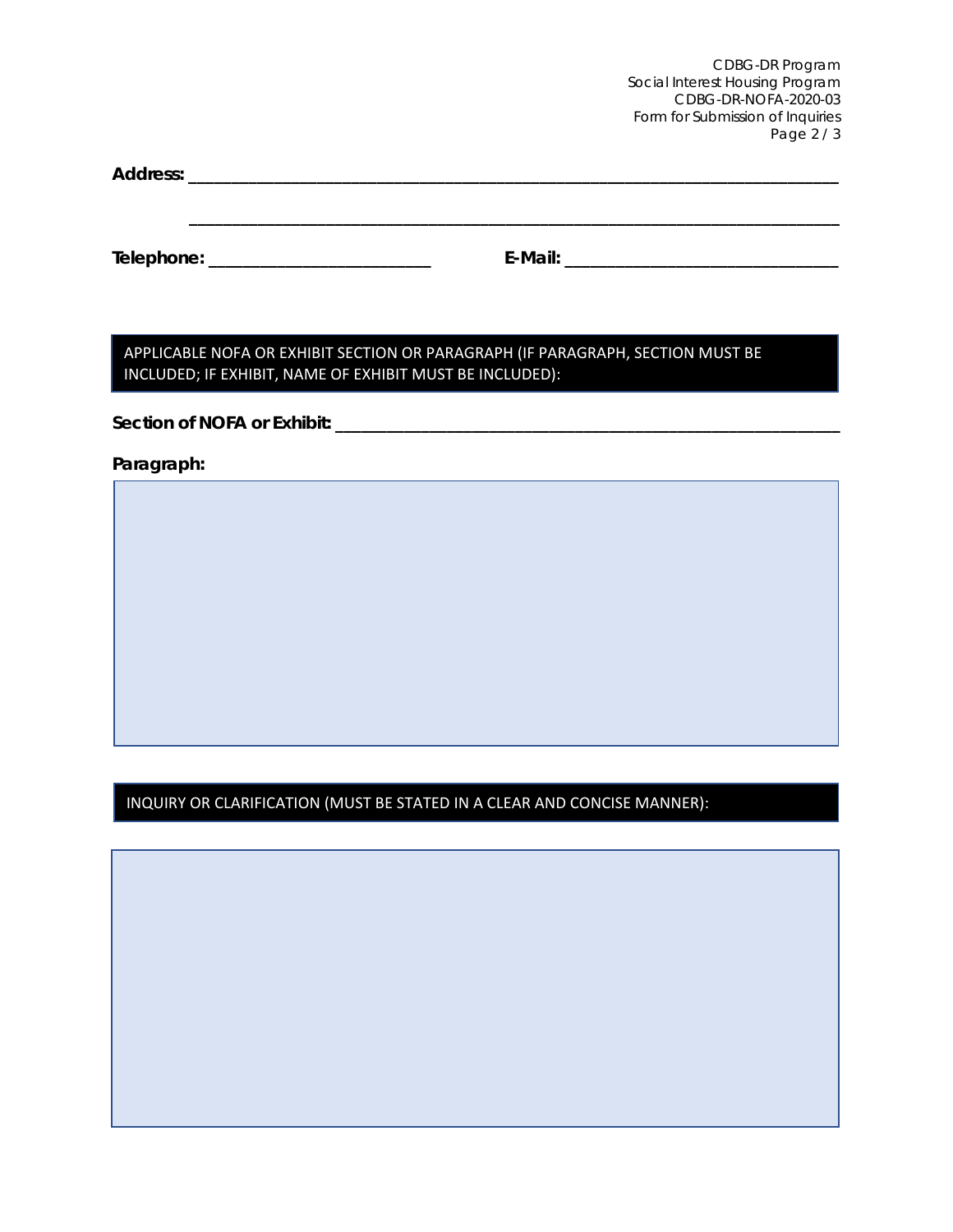**Address:** ______________________________________________________________________

______________________________________________________________________

**Telephone:** ________________________ **E-Mail:** ____________________________

APPLICABLE NOFA OR EXHIBIT SECTION OR PARAGRAPH (IF PARAGRAPH, SECTION MUST BE INCLUDED; IF EXHIBIT, NAME OF EXHIBIT MUST BE INCLUDED):

**Section of NOFA or Exhibit:** ____________________________________________________

**Paragraph:**

INQUIRY OR CLARIFICATION (MUST BE STATED IN A CLEAR AND CONCISE MANNER):